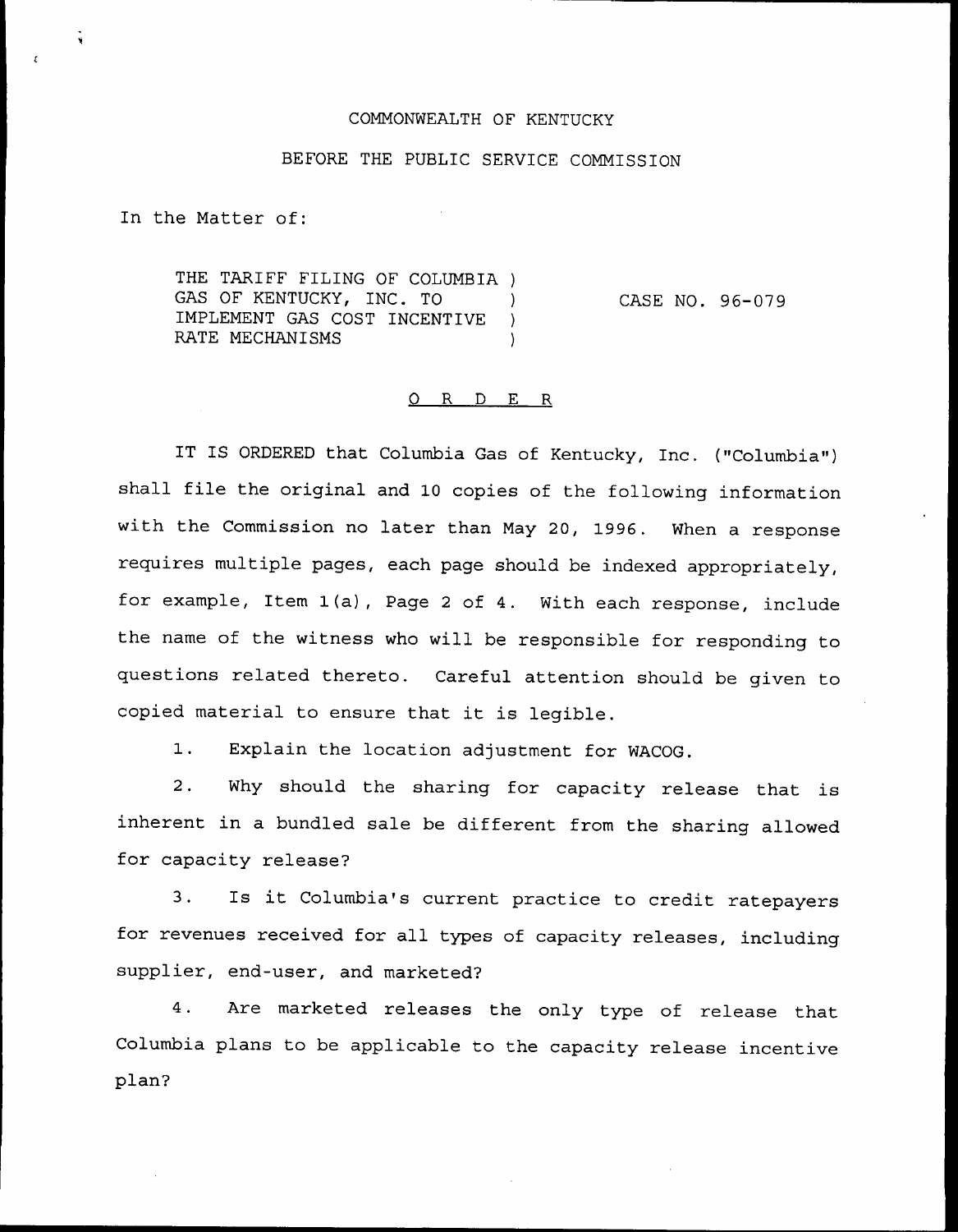COMMONWEALTH OF KENTUCKY

BEFORE THE PUBLIC SERVICE COMMISSION

In the Matter of:

THE TARIFF FILING OF COLUMBIA GAS OF KENTUCKY, INC. TO IMPLEMENT GAS COST INCENTIVE RATE MECHANISMS ) CASE NO. 96-079

O R D E R

IT IS ORDERED that Columbia Gas of Kentucky, Inc. ("Columbia") shall file the original and 10 copies of the following information with the Commission no later than May 20, 1996. When a response requires multiple pages, each page should be indexed appropriately, for example, Item 1(a), Page 2 of 4. With each response, include the name of the witness who will be responsible for responding to questions related thereto. Careful attention should be given to copied material to ensure that it is legible.

1. Explain the location adjustment for WACOG.

2. Why should the sharing for capacity release that is inherent in a bundled sale be different from the sharing allowed for capacity release?

3. Is it Columbia's current practice to credit ratepayers for revenues received for all types of capacity releases, including supplier, end-user, and marketed?

4. Are marketed releases the only type of release that Columbia plans to be applicable to the capacity release incentive plan?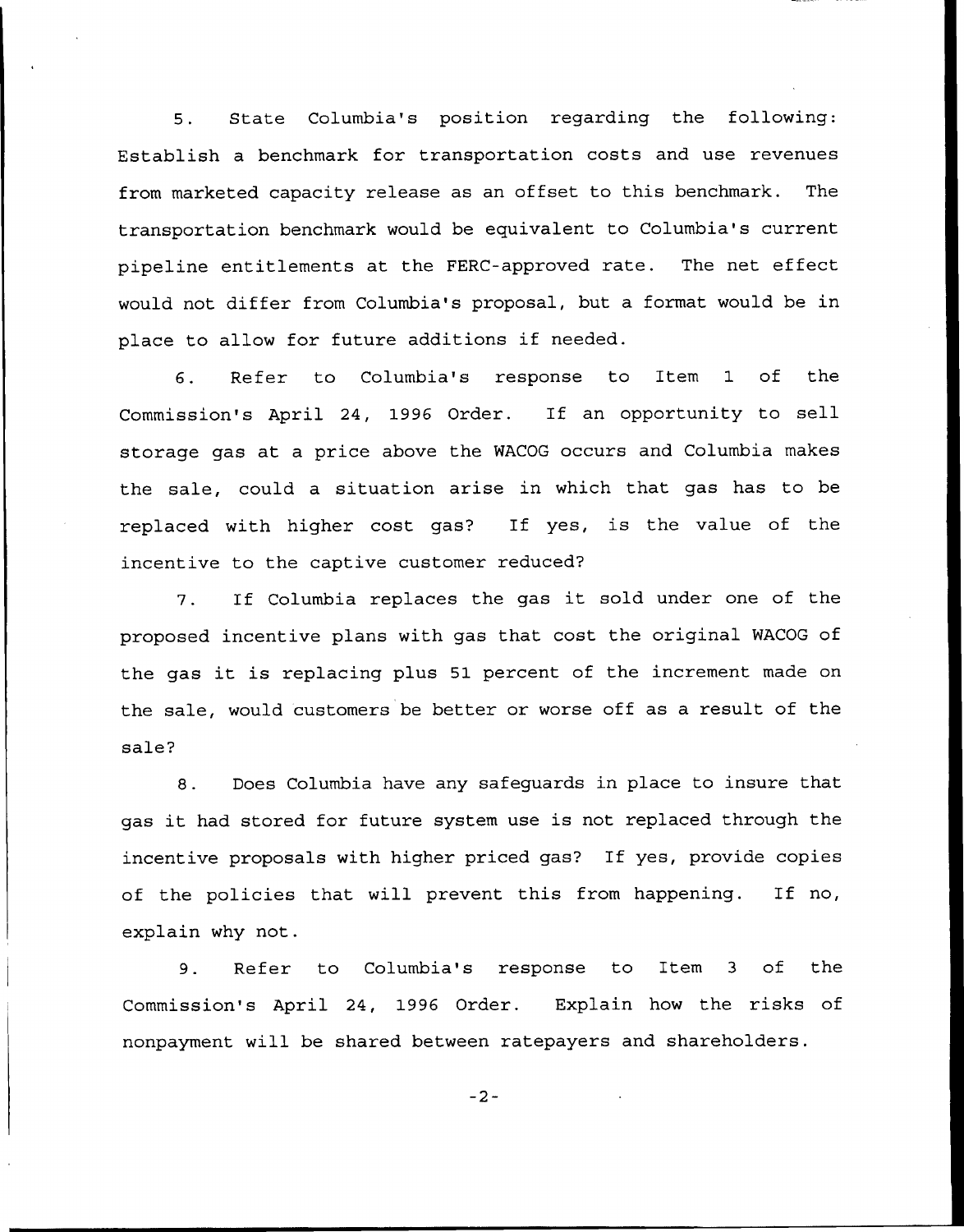5. State Columbia's position regarding the following: Establish a benchmark for transportation costs and use revenues from marketed capacity release as an offset to this benchmark. The transportation benchmark would be equivalent to Columbia's current pipeline entitlements at the FERC-approved rate. The net effect would not differ from Columbia's proposal, but a format would be in place to allow for future additions if needed.

6. Refer to Columbia's response to Item 1 of the Commission's April 24, 1996 Order. If an opportunity to sell storage gas at a price above the WACOG occurs and Columbia makes the sale, could a situation arise in which that gas has to be replaced with higher cost gas? If yes, is the value of the incentive to the captive customer reduced?

7. If Columbia replaces the gas it sold under one of the proposed incentive plans with gas that cost the original WACOG of the gas it is replacing plus 51 percent of the increment made on the sale, would customers be better or worse off as a result of the sale?

8. Does Columbia have any safeguards in place to insure that gas it had stored for future system use is not replaced through the incentive proposals with higher priced gas? If yes, provide copies of the policies that will prevent this from happening. If no, explain why not.

9. Refer to Columbia's response to Item 3 of the Commission's April 24, 1996 Order. Explain how the risks of nonpayment will be shared between ratepayers and shareholders.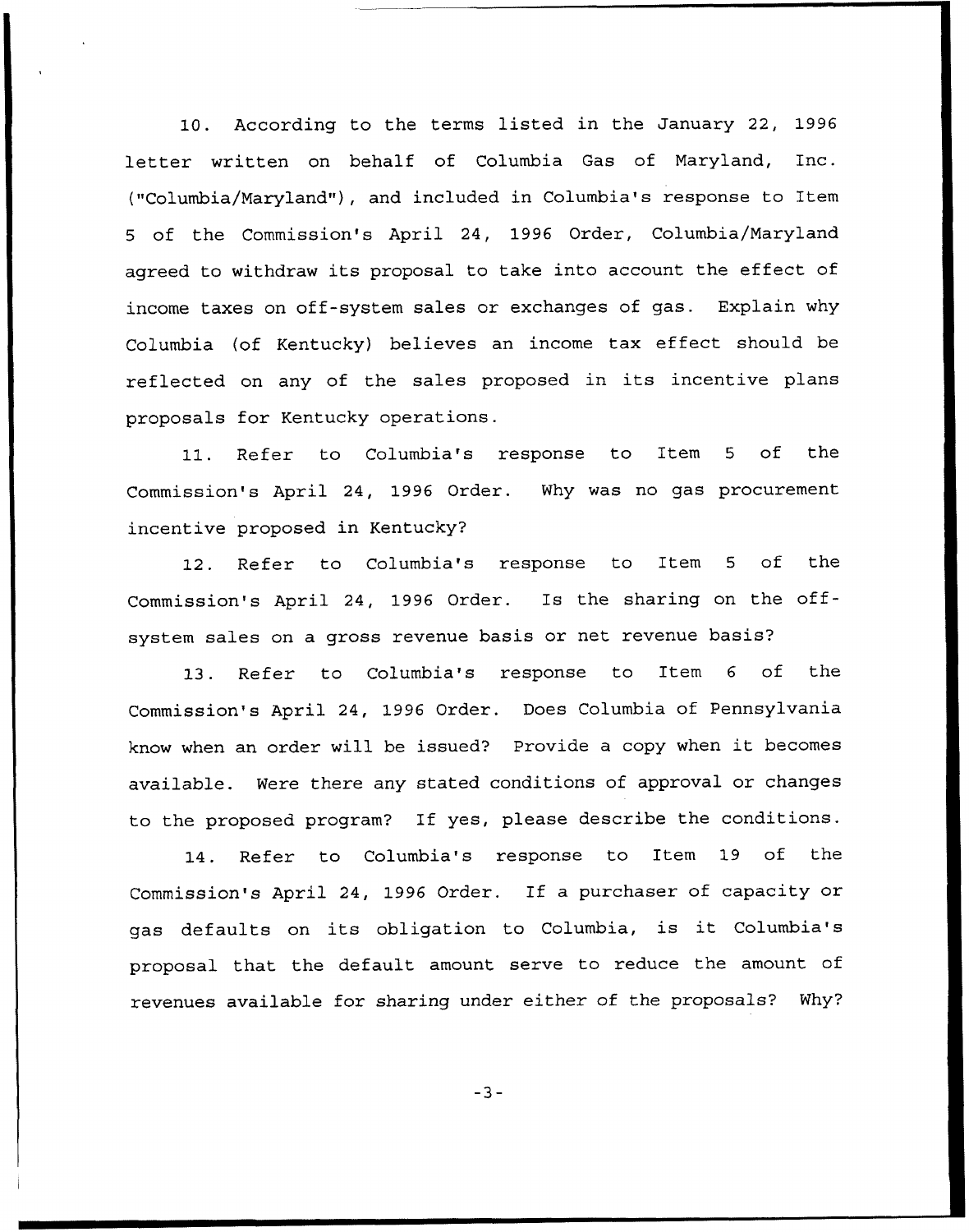10. According to the terms listed in the January 22, 1996 letter written on behalf of Columbia Gas of Maryland, Inc. ("Columbia/Maryland"), and included in Columbia's response to Item 5 of the Commission's April 24, 1996 Order, Columbia/Maryland agreed to withdraw its proposal to take into account the effect of income taxes on off-system sales or exchanges of gas. Explain why Columbia (of Kentucky) believes an income tax effect should be reflected on any of the sales proposed in its incentive plans proposals for Kentucky operations.

11. Refer to Columbia's response to Item 5 of the Commission's April 24, 1996 Order. Why was no gas procurement incentive proposed in Kentucky?

12. Refer to Columbia's response to Item 5 of the Commission's April 24, 1996 Order. Is the sharing on the off-system sales on a gross revenue basis or net revenue basis?

13. Refer to Columbia's response to Item 6 of the Commission's April 24, 1996 Order. Does Columbia of Pennsylvania know when an order will be issued? Provide a copy when it becomes available. Were there any stated conditions of approval or changes to the proposed program? If yes, please describe the conditions.

14. Refer to Columbia's response to Item 19 of the Commission's April 24, 1996 Order. If a purchaser of capacity or gas defaults on its obligation to Columbia, is it Columbia's proposal that the default amount serve to reduce the amount of revenues available for sharing under either of the proposals? Why?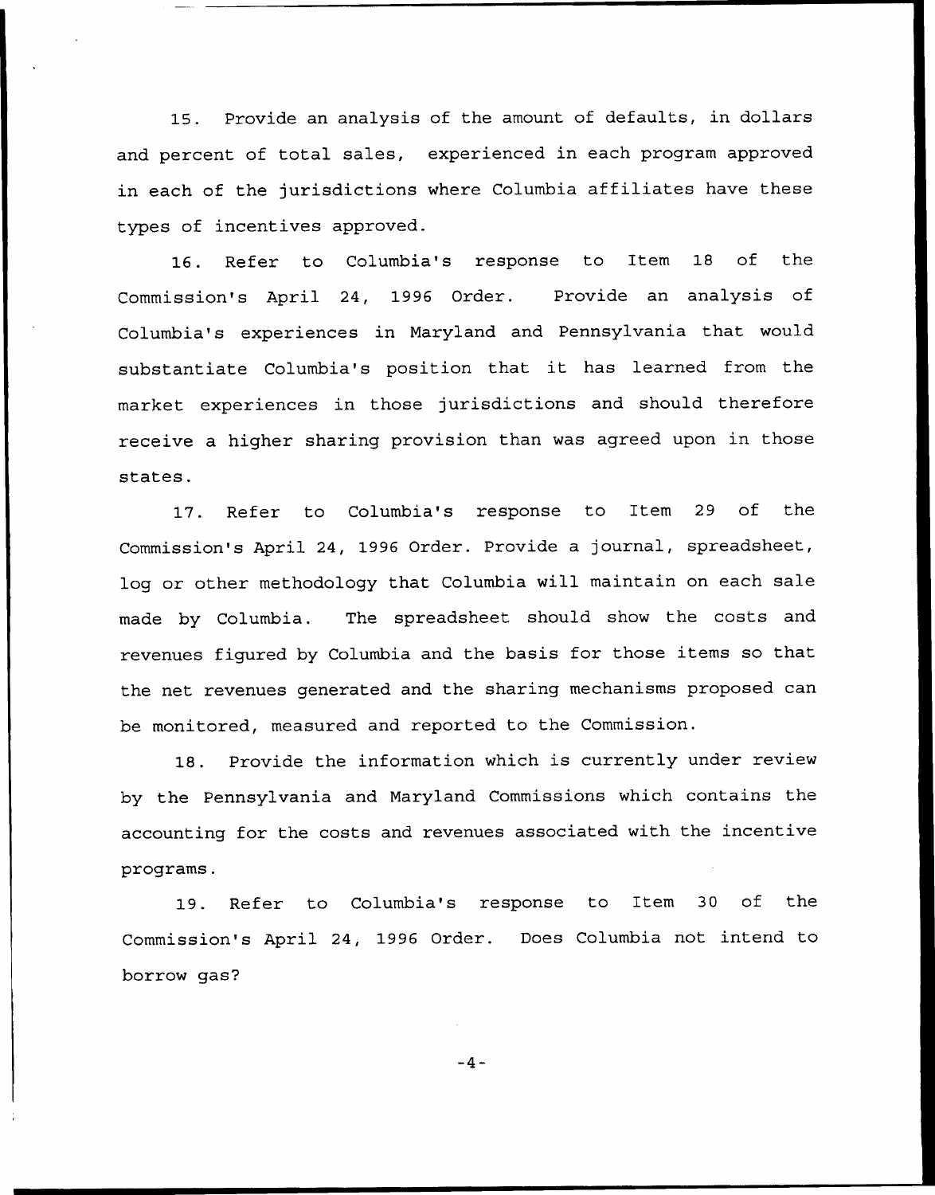15. Provide an analysis of the amount of defaults, in dollars and percent of total sales, experienced in each program approved in each of the jurisdictions where Columbia affiliates have these types of incentives approved.

16. Refer to Columbia's response to Item 18 of the Commission's April 24, 1996 Order. Provide an analysis of Columbia's experiences in Maryland and Pennsylvania that would substantiate Columbia's position that it has learned from the market experiences in those jurisdictions and should therefore receive a higher sharing provision than was agreed upon in those states.

17. Refer to Columbia's response to Item 29 of the Commission's April 24, 1996 Order. Provide a journal, spreadsheet, log or other methodology that Columbia will maintain on each sale made by Columbia. The spreadsheet should show the costs and revenues figured by Columbia and the basis for those items so that the net revenues generated and the sharing mechanisms proposed can be monitored, measured and reported to the Commission.

18. Provide the information which is currently under review by the Pennsylvania and Maryland Commissions which contains the accounting for the costs and revenues associated with the incentive programs.

19. Refer to Columbia's response to Item 30 of the Commission's April 24, 1996 Order. Does Columbia not intend to borrow gas?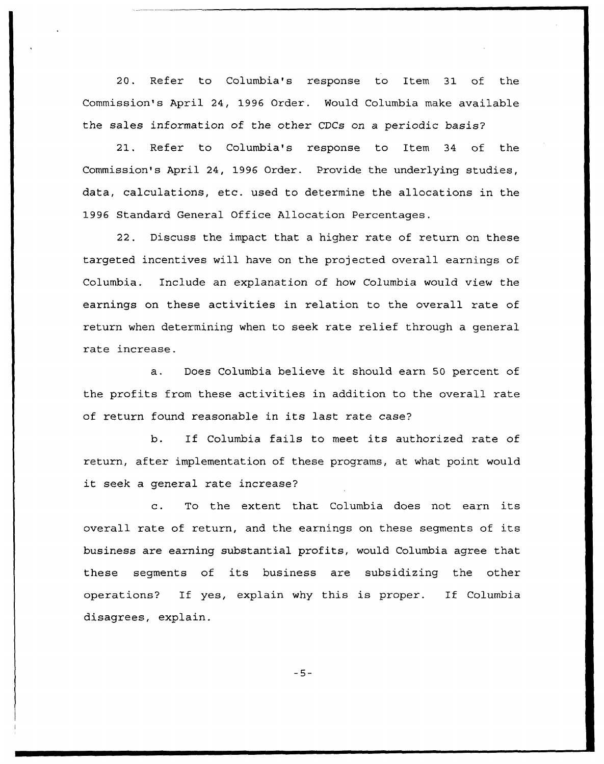20. Refer to Columbia's response to Item 31 of the Commission's April 24, 1996 Order. Would Columbia make available the sales information of the other CDCs on a periodic basis?

21. Refer to Columbia's response to Item 34 of the Commission's April 24, 1996 Order. Provide the underlying studies, data, calculations, etc. used to determine the allocations in the 1996 Standard General Office Allocation Percentages.

22. Discuss the impact that a higher rate of return on these targeted incentives will have on the projected overall earnings of Columbia. Include an explanation of how Columbia would view the earnings on these activities in relation to the overall rate of return when determining when to seek rate relief through a general rate increase.

a. Does Columbia believe it should earn 50 percent of the profits from these activities in addition to the overall rate of return found reasonable in its last rate case?

b. If Columbia fails to meet its authorized rate of return, after implementation of these programs, at what point would it seek a general rate increase?

c. To the extent that Columbia does not earn its overall rate of return, and the earnings on these segments of its business are earning substantial profits, would Columbia agree that these segments of its business are subsidizing the other operations? If yes, explain why this is proper. If Columbia disagrees, explain.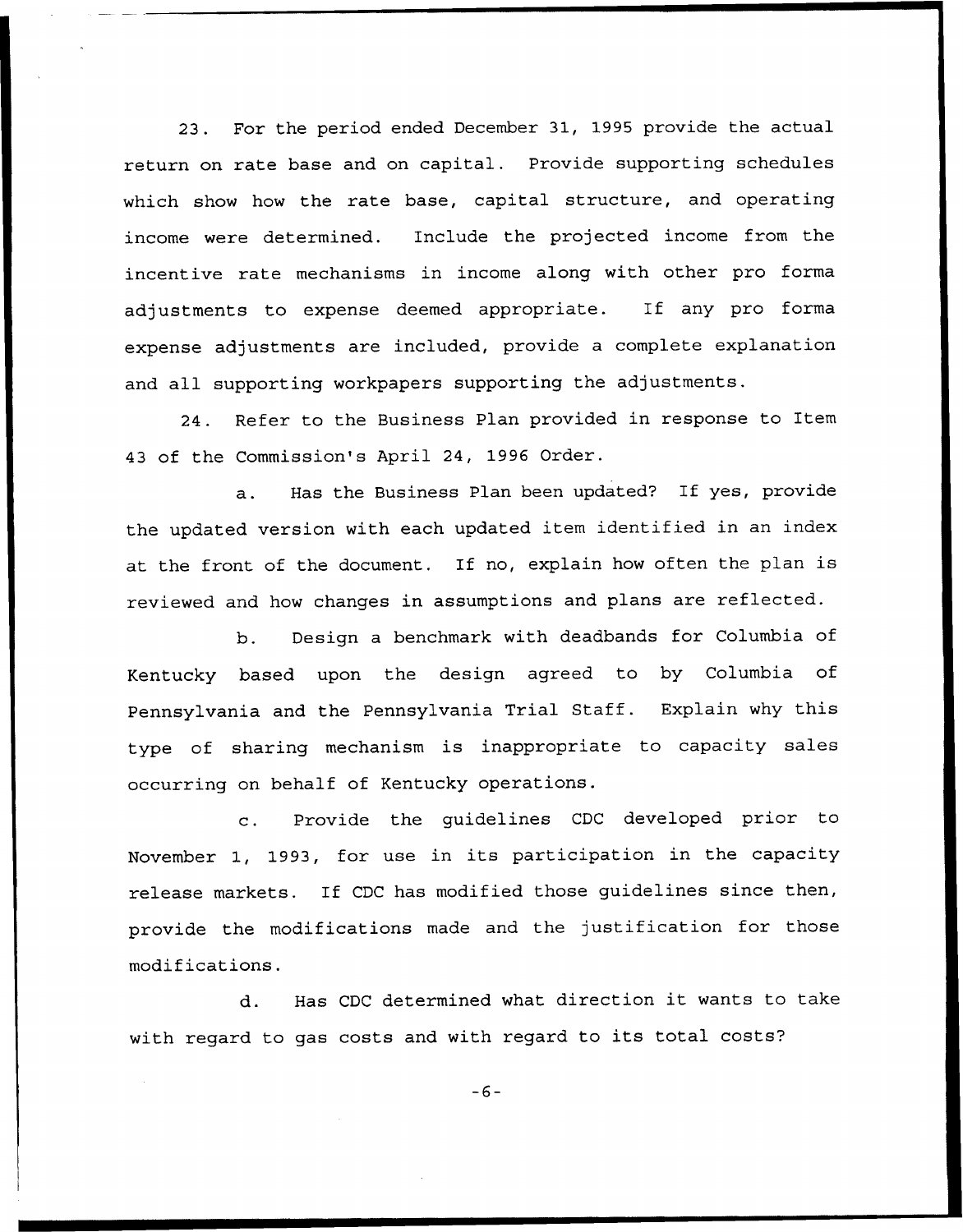23. For the period ended December 31, 1995 provide the actual return on rate base and on capital. Provide supporting schedules which show how the rate base, capital structure, and operating income were determined. Include the projected income from the incentive rate mechanisms in income along with other pro forma adjustments to expense deemed appropriate. If any pro forma expense adjustments are included, provide a complete explanation and all supporting workpapers supporting the adjustments.

24. Refer to the Business Plan provided in response to Item 43 of the Commission's April 24, 1996 Order.

a. Has the Business Plan been updated? If yes, provide the updated version with each updated item identified in an index at the front of the document. If no, explain how often the plan is reviewed and how changes in assumptions and plans are reflected.

b. Design a benchmark with deadbands for Columbia of Kentucky based upon the design agreed to by Columbia of Pennsylvania and the Pennsylvania Trial Staff. Explain why this type of sharing mechanism is inappropriate to capacity sales occurring on behalf of Kentucky operations.

c. Provide the guidelines CDC developed prior to November 1, 1993, for use in its participation in the capacity release markets. If CDC has modified those guidelines since then, provide the modifications made and the justification for those modifications.

d. Has CDC determined what direction it wants to take with regard to gas costs and with regard to its total costs?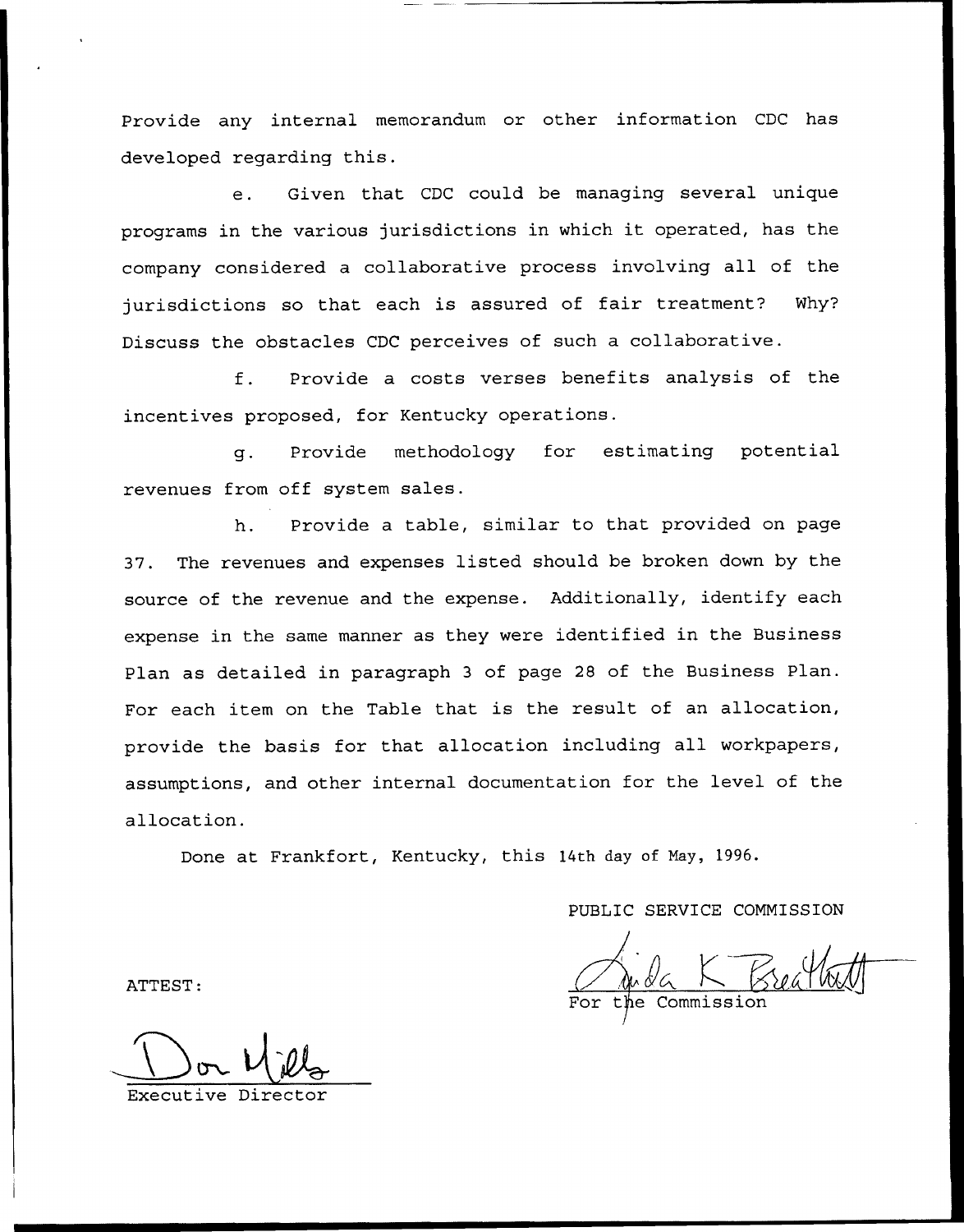Provide any internal memorandum or other information CDC has developed regarding this.

e. Given that CDC could be managing several unique programs in the various jurisdictions in which it operated, has the company considered a collaborative process involving all of the jurisdictions so that each is assured of fair treatment? Why? Discuss the obstacles CDC perceives of such a collaborative.

f. Provide a costs verses benefits analysis of the incentives proposed, for Kentucky operations.

g. Provide methodology for estimating potential revenues from off system sales.

h. Provide a table, similar to that provided on page 37. The revenues and expenses listed should be broken down by the source of the revenue and the expense. Additionally, identify each expense in the same manner as they were identified in the Business Plan as detailed in paragraph 3 of page 28 of the Business Plan. For each item on the Table that is the result of an allocation, provide the basis for that allocation including all workpapers, assumptions, and other internal documentation for the level of the allocation.

Done at Frankfort, Kentucky, this 14th day of May, 1996.

PUBLIC SERVICE COMMISSION

For the Commission

ATTEST:

Executive Director